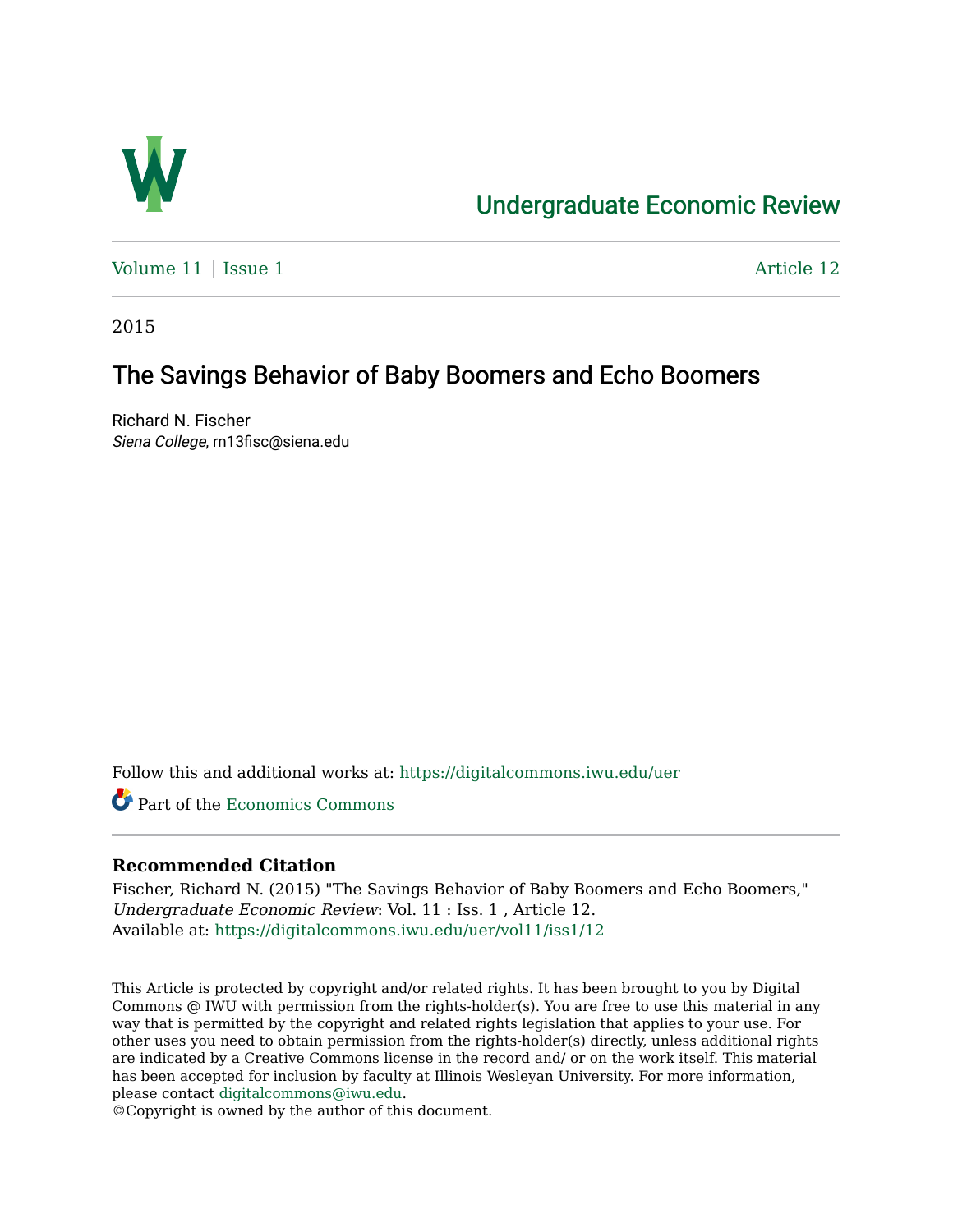# Undergraduate Economic Review

Volume 11 | Issue 1 Article 12

2015

## The Savings Behavior of Baby Boomers and Echo Boomers

Richard N. Fischer
*Siena College*, rn13fisc@siena.edu

Follow this and additional works at: https://digitalcommons.iwu.edu/uer

Part of the Economics Commons

### Recommended Citation

Fischer, Richard N. (2015) "The Savings Behavior of Baby Boomers and Echo Boomers," *Undergraduate Economic Review*: Vol. 11 : Iss. 1 , Article 12.
Available at: https://digitalcommons.iwu.edu/uer/vol11/iss1/12

This Article is protected by copyright and/or related rights. It has been brought to you by Digital Commons @ IWU with permission from the rights-holder(s). You are free to use this material in any way that is permitted by the copyright and related rights legislation that applies to your use. For other uses you need to obtain permission from the rights-holder(s) directly, unless additional rights are indicated by a Creative Commons license in the record and/ or on the work itself. This material has been accepted for inclusion by faculty at Illinois Wesleyan University. For more information, please contact digitalcommons@iwu.edu.
©Copyright is owned by the author of this document.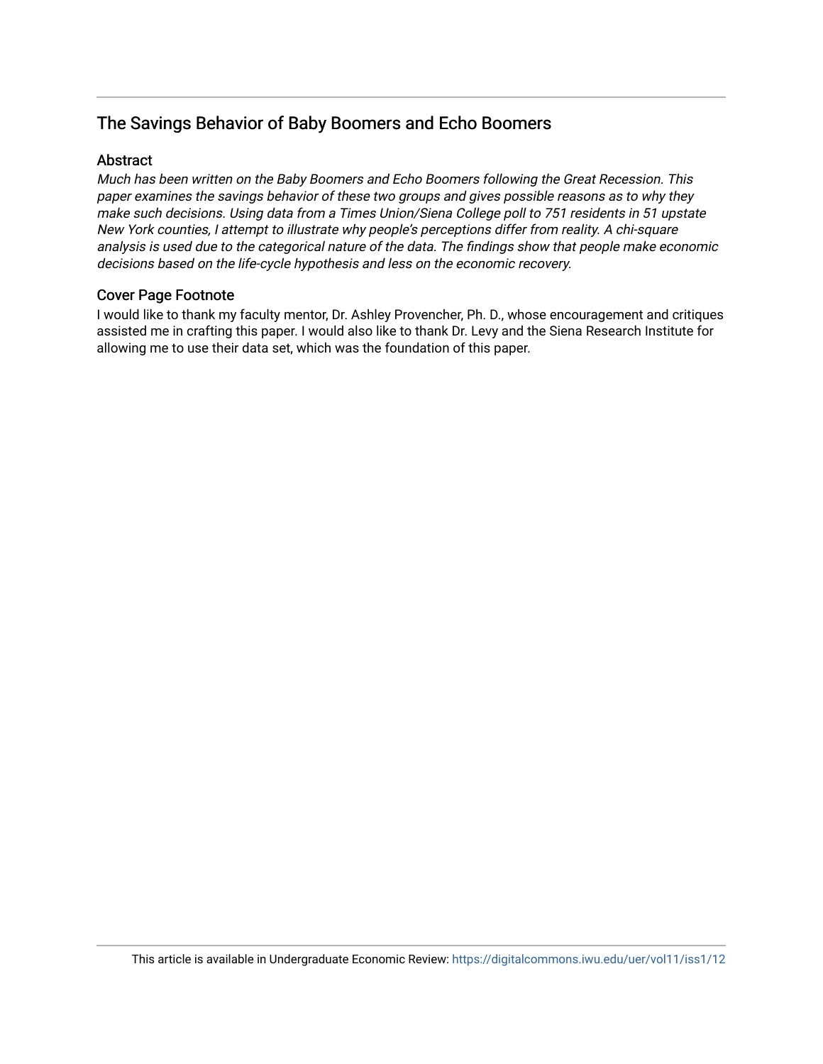## The Savings Behavior of Baby Boomers and Echo Boomers

### Abstract

*Much has been written on the Baby Boomers and Echo Boomers following the Great Recession. This paper examines the savings behavior of these two groups and gives possible reasons as to why they make such decisions. Using data from a Times Union/Siena College poll to 751 residents in 51 upstate New York counties, I attempt to illustrate why people's perceptions differ from reality. A chi-square analysis is used due to the categorical nature of the data. The findings show that people make economic decisions based on the life-cycle hypothesis and less on the economic recovery.*

### Cover Page Footnote

I would like to thank my faculty mentor, Dr. Ashley Provencher, Ph. D., whose encouragement and critiques assisted me in crafting this paper. I would also like to thank Dr. Levy and the Siena Research Institute for allowing me to use their data set, which was the foundation of this paper.

This article is available in Undergraduate Economic Review: https://digitalcommons.iwu.edu/uer/vol11/iss1/12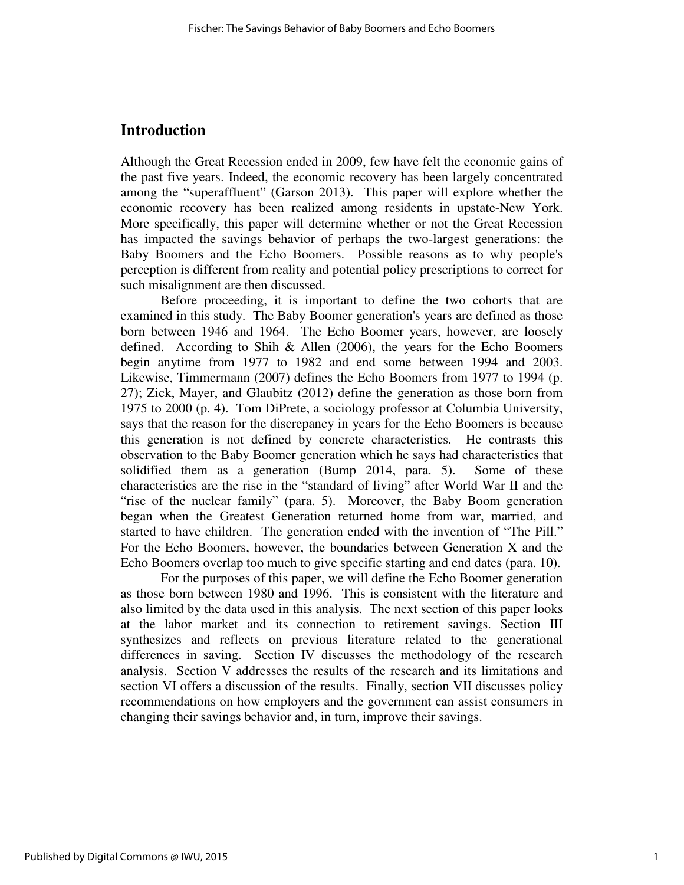## Introduction

Although the Great Recession ended in 2009, few have felt the economic gains of the past five years. Indeed, the economic recovery has been largely concentrated among the "superaffluent" (Garson 2013). This paper will explore whether the economic recovery has been realized among residents in upstate-New York. More specifically, this paper will determine whether or not the Great Recession has impacted the savings behavior of perhaps the two-largest generations: the Baby Boomers and the Echo Boomers. Possible reasons as to why people's perception is different from reality and potential policy prescriptions to correct for such misalignment are then discussed.

Before proceeding, it is important to define the two cohorts that are examined in this study. The Baby Boomer generation's years are defined as those born between 1946 and 1964. The Echo Boomer years, however, are loosely defined. According to Shih & Allen (2006), the years for the Echo Boomers begin anytime from 1977 to 1982 and end some between 1994 and 2003. Likewise, Timmermann (2007) defines the Echo Boomers from 1977 to 1994 (p. 27); Zick, Mayer, and Glaubitz (2012) define the generation as those born from 1975 to 2000 (p. 4). Tom DiPrete, a sociology professor at Columbia University, says that the reason for the discrepancy in years for the Echo Boomers is because this generation is not defined by concrete characteristics. He contrasts this observation to the Baby Boomer generation which he says had characteristics that solidified them as a generation (Bump 2014, para. 5). Some of these characteristics are the rise in the "standard of living" after World War II and the "rise of the nuclear family" (para. 5). Moreover, the Baby Boom generation began when the Greatest Generation returned home from war, married, and started to have children. The generation ended with the invention of "The Pill." For the Echo Boomers, however, the boundaries between Generation X and the Echo Boomers overlap too much to give specific starting and end dates (para. 10).

For the purposes of this paper, we will define the Echo Boomer generation as those born between 1980 and 1996. This is consistent with the literature and also limited by the data used in this analysis. The next section of this paper looks at the labor market and its connection to retirement savings. Section III synthesizes and reflects on previous literature related to the generational differences in saving. Section IV discusses the methodology of the research analysis. Section V addresses the results of the research and its limitations and section VI offers a discussion of the results. Finally, section VII discusses policy recommendations on how employers and the government can assist consumers in changing their savings behavior and, in turn, improve their savings.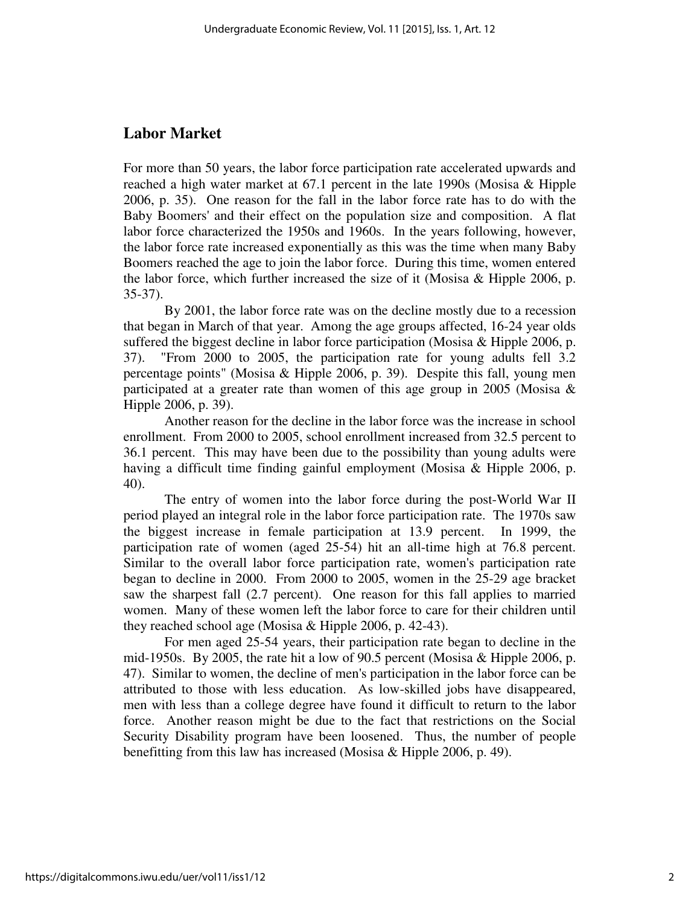## Labor Market

For more than 50 years, the labor force participation rate accelerated upwards and reached a high water market at 67.1 percent in the late 1990s (Mosisa & Hipple 2006, p. 35). One reason for the fall in the labor force rate has to do with the Baby Boomers' and their effect on the population size and composition. A flat labor force characterized the 1950s and 1960s. In the years following, however, the labor force rate increased exponentially as this was the time when many Baby Boomers reached the age to join the labor force. During this time, women entered the labor force, which further increased the size of it (Mosisa & Hipple 2006, p. 35-37).

By 2001, the labor force rate was on the decline mostly due to a recession that began in March of that year. Among the age groups affected, 16-24 year olds suffered the biggest decline in labor force participation (Mosisa & Hipple 2006, p. 37). "From 2000 to 2005, the participation rate for young adults fell 3.2 percentage points" (Mosisa & Hipple 2006, p. 39). Despite this fall, young men participated at a greater rate than women of this age group in 2005 (Mosisa & Hipple 2006, p. 39).

Another reason for the decline in the labor force was the increase in school enrollment. From 2000 to 2005, school enrollment increased from 32.5 percent to 36.1 percent. This may have been due to the possibility than young adults were having a difficult time finding gainful employment (Mosisa & Hipple 2006, p. 40).

The entry of women into the labor force during the post-World War II period played an integral role in the labor force participation rate. The 1970s saw the biggest increase in female participation at 13.9 percent. In 1999, the participation rate of women (aged 25-54) hit an all-time high at 76.8 percent. Similar to the overall labor force participation rate, women's participation rate began to decline in 2000. From 2000 to 2005, women in the 25-29 age bracket saw the sharpest fall (2.7 percent). One reason for this fall applies to married women. Many of these women left the labor force to care for their children until they reached school age (Mosisa & Hipple 2006, p. 42-43).

For men aged 25-54 years, their participation rate began to decline in the mid-1950s. By 2005, the rate hit a low of 90.5 percent (Mosisa & Hipple 2006, p. 47). Similar to women, the decline of men's participation in the labor force can be attributed to those with less education. As low-skilled jobs have disappeared, men with less than a college degree have found it difficult to return to the labor force. Another reason might be due to the fact that restrictions on the Social Security Disability program have been loosened. Thus, the number of people benefitting from this law has increased (Mosisa & Hipple 2006, p. 49).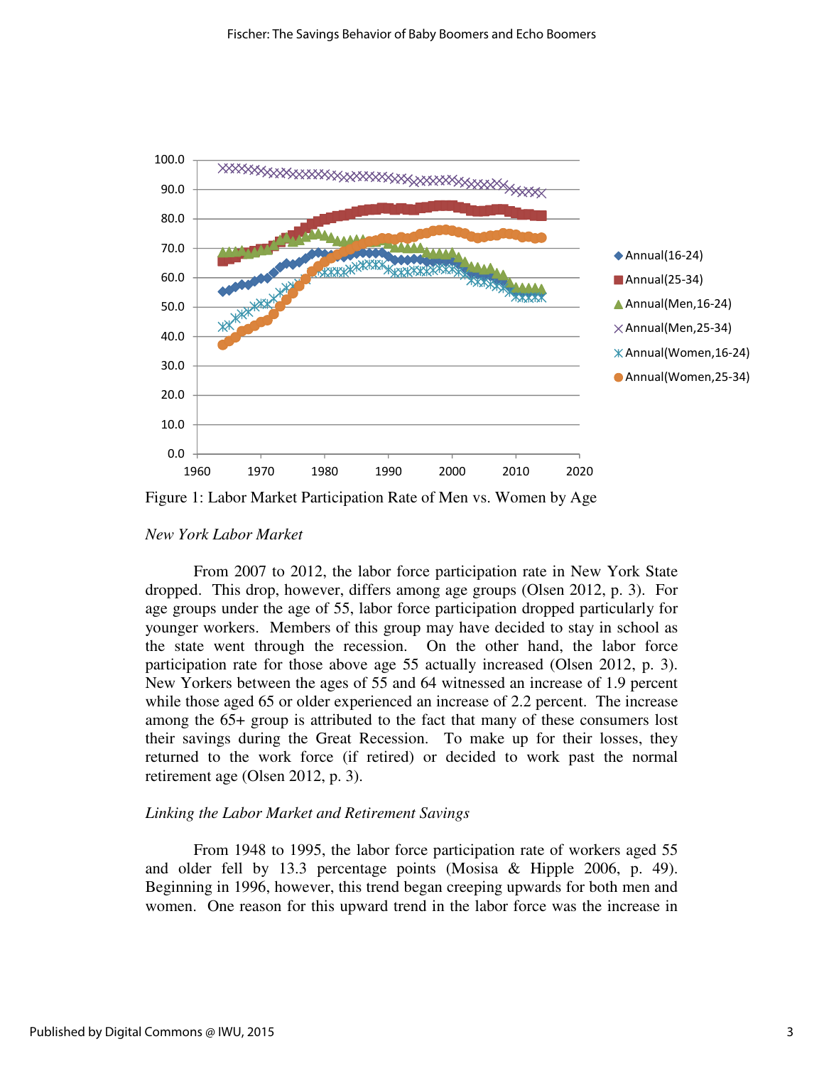Figure 1: Labor Market Participation Rate of Men vs. Women by Age

*New York Labor Market*

From 2007 to 2012, the labor force participation rate in New York State dropped. This drop, however, differs among age groups (Olsen 2012, p. 3). For age groups under the age of 55, labor force participation dropped particularly for younger workers. Members of this group may have decided to stay in school as the state went through the recession. On the other hand, the labor force participation rate for those above age 55 actually increased (Olsen 2012, p. 3). New Yorkers between the ages of 55 and 64 witnessed an increase of 1.9 percent while those aged 65 or older experienced an increase of 2.2 percent. The increase among the 65+ group is attributed to the fact that many of these consumers lost their savings during the Great Recession. To make up for their losses, they returned to the work force (if retired) or decided to work past the normal retirement age (Olsen 2012, p. 3).

*Linking the Labor Market and Retirement Savings*

From 1948 to 1995, the labor force participation rate of workers aged 55 and older fell by 13.3 percentage points (Mosisa & Hipple 2006, p. 49). Beginning in 1996, however, this trend began creeping upwards for both men and women. One reason for this upward trend in the labor force was the increase in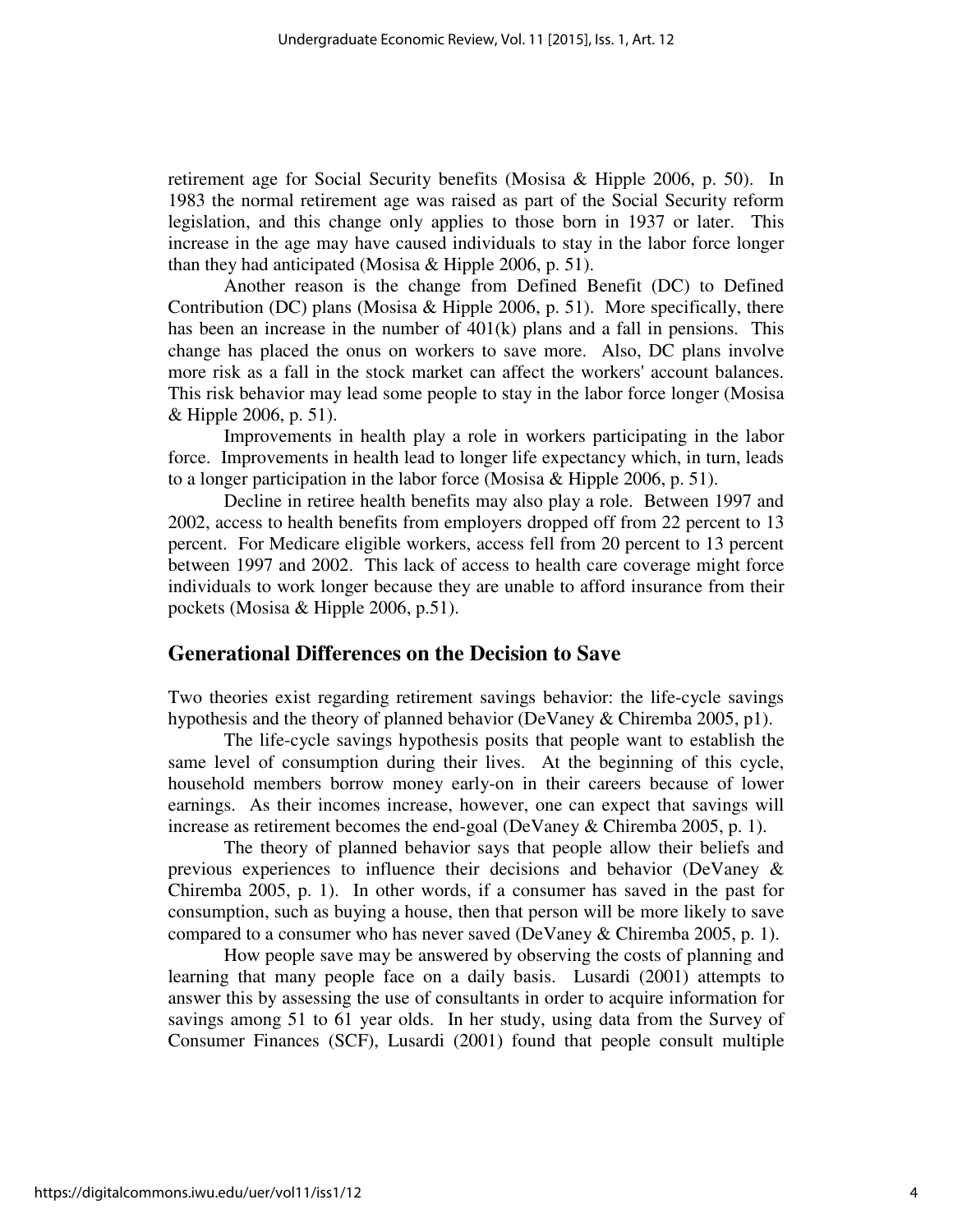retirement age for Social Security benefits (Mosisa & Hipple 2006, p. 50). In 1983 the normal retirement age was raised as part of the Social Security reform legislation, and this change only applies to those born in 1937 or later. This increase in the age may have caused individuals to stay in the labor force longer than they had anticipated (Mosisa & Hipple 2006, p. 51).

Another reason is the change from Defined Benefit (DC) to Defined Contribution (DC) plans (Mosisa & Hipple 2006, p. 51). More specifically, there has been an increase in the number of 401(k) plans and a fall in pensions. This change has placed the onus on workers to save more. Also, DC plans involve more risk as a fall in the stock market can affect the workers' account balances. This risk behavior may lead some people to stay in the labor force longer (Mosisa & Hipple 2006, p. 51).

Improvements in health play a role in workers participating in the labor force. Improvements in health lead to longer life expectancy which, in turn, leads to a longer participation in the labor force (Mosisa & Hipple 2006, p. 51).

Decline in retiree health benefits may also play a role. Between 1997 and 2002, access to health benefits from employers dropped off from 22 percent to 13 percent. For Medicare eligible workers, access fell from 20 percent to 13 percent between 1997 and 2002. This lack of access to health care coverage might force individuals to work longer because they are unable to afford insurance from their pockets (Mosisa & Hipple 2006, p.51).

## Generational Differences on the Decision to Save

Two theories exist regarding retirement savings behavior: the life-cycle savings hypothesis and the theory of planned behavior (DeVaney & Chiremba 2005, p1).

The life-cycle savings hypothesis posits that people want to establish the same level of consumption during their lives. At the beginning of this cycle, household members borrow money early-on in their careers because of lower earnings. As their incomes increase, however, one can expect that savings will increase as retirement becomes the end-goal (DeVaney & Chiremba 2005, p. 1).

The theory of planned behavior says that people allow their beliefs and previous experiences to influence their decisions and behavior (DeVaney & Chiremba 2005, p. 1). In other words, if a consumer has saved in the past for consumption, such as buying a house, then that person will be more likely to save compared to a consumer who has never saved (DeVaney & Chiremba 2005, p. 1).

How people save may be answered by observing the costs of planning and learning that many people face on a daily basis. Lusardi (2001) attempts to answer this by assessing the use of consultants in order to acquire information for savings among 51 to 61 year olds. In her study, using data from the Survey of Consumer Finances (SCF), Lusardi (2001) found that people consult multiple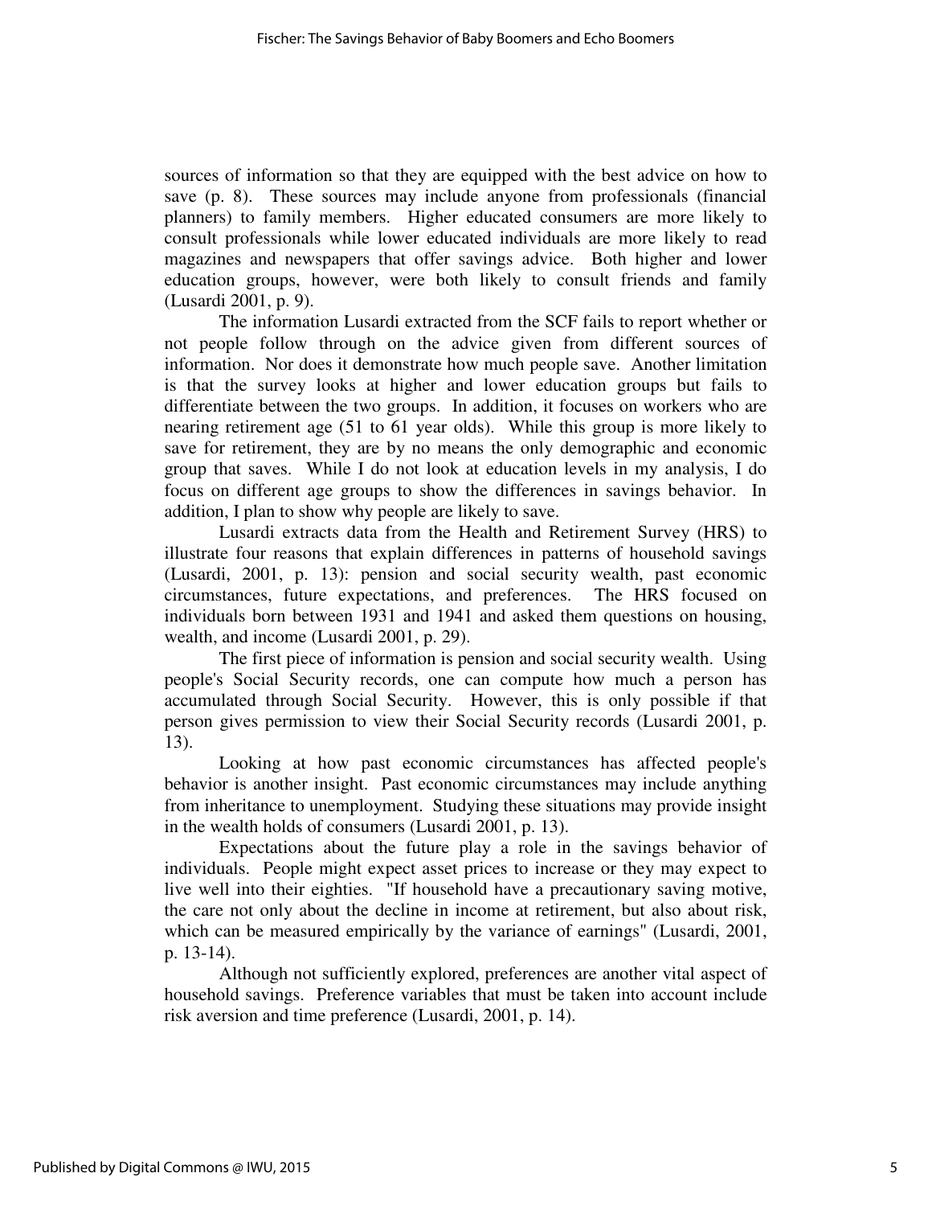sources of information so that they are equipped with the best advice on how to save (p. 8). These sources may include anyone from professionals (financial planners) to family members. Higher educated consumers are more likely to consult professionals while lower educated individuals are more likely to read magazines and newspapers that offer savings advice. Both higher and lower education groups, however, were both likely to consult friends and family (Lusardi 2001, p. 9).

The information Lusardi extracted from the SCF fails to report whether or not people follow through on the advice given from different sources of information. Nor does it demonstrate how much people save. Another limitation is that the survey looks at higher and lower education groups but fails to differentiate between the two groups. In addition, it focuses on workers who are nearing retirement age (51 to 61 year olds). While this group is more likely to save for retirement, they are by no means the only demographic and economic group that saves. While I do not look at education levels in my analysis, I do focus on different age groups to show the differences in savings behavior. In addition, I plan to show why people are likely to save.

Lusardi extracts data from the Health and Retirement Survey (HRS) to illustrate four reasons that explain differences in patterns of household savings (Lusardi, 2001, p. 13): pension and social security wealth, past economic circumstances, future expectations, and preferences. The HRS focused on individuals born between 1931 and 1941 and asked them questions on housing, wealth, and income (Lusardi 2001, p. 29).

The first piece of information is pension and social security wealth. Using people's Social Security records, one can compute how much a person has accumulated through Social Security. However, this is only possible if that person gives permission to view their Social Security records (Lusardi 2001, p. 13).

Looking at how past economic circumstances has affected people's behavior is another insight. Past economic circumstances may include anything from inheritance to unemployment. Studying these situations may provide insight in the wealth holds of consumers (Lusardi 2001, p. 13).

Expectations about the future play a role in the savings behavior of individuals. People might expect asset prices to increase or they may expect to live well into their eighties. "If household have a precautionary saving motive, the care not only about the decline in income at retirement, but also about risk, which can be measured empirically by the variance of earnings" (Lusardi, 2001, p. 13-14).

Although not sufficiently explored, preferences are another vital aspect of household savings. Preference variables that must be taken into account include risk aversion and time preference (Lusardi, 2001, p. 14).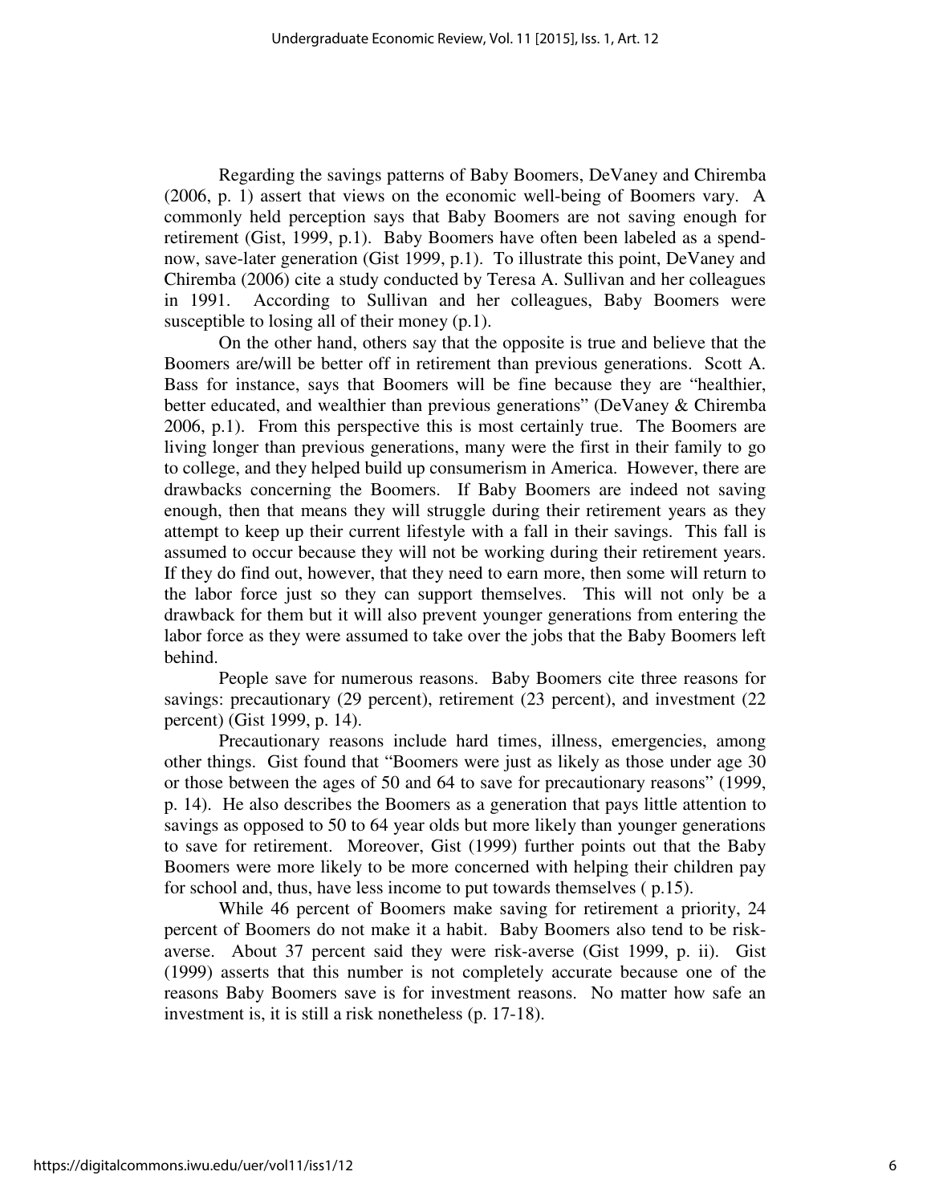Regarding the savings patterns of Baby Boomers, DeVaney and Chiremba (2006, p. 1) assert that views on the economic well-being of Boomers vary. A commonly held perception says that Baby Boomers are not saving enough for retirement (Gist, 1999, p.1). Baby Boomers have often been labeled as a spend-now, save-later generation (Gist 1999, p.1). To illustrate this point, DeVaney and Chiremba (2006) cite a study conducted by Teresa A. Sullivan and her colleagues in 1991. According to Sullivan and her colleagues, Baby Boomers were susceptible to losing all of their money (p.1).

On the other hand, others say that the opposite is true and believe that the Boomers are/will be better off in retirement than previous generations. Scott A. Bass for instance, says that Boomers will be fine because they are "healthier, better educated, and wealthier than previous generations" (DeVaney & Chiremba 2006, p.1). From this perspective this is most certainly true. The Boomers are living longer than previous generations, many were the first in their family to go to college, and they helped build up consumerism in America. However, there are drawbacks concerning the Boomers. If Baby Boomers are indeed not saving enough, then that means they will struggle during their retirement years as they attempt to keep up their current lifestyle with a fall in their savings. This fall is assumed to occur because they will not be working during their retirement years. If they do find out, however, that they need to earn more, then some will return to the labor force just so they can support themselves. This will not only be a drawback for them but it will also prevent younger generations from entering the labor force as they were assumed to take over the jobs that the Baby Boomers left behind.

People save for numerous reasons. Baby Boomers cite three reasons for savings: precautionary (29 percent), retirement (23 percent), and investment (22 percent) (Gist 1999, p. 14).

Precautionary reasons include hard times, illness, emergencies, among other things. Gist found that "Boomers were just as likely as those under age 30 or those between the ages of 50 and 64 to save for precautionary reasons" (1999, p. 14). He also describes the Boomers as a generation that pays little attention to savings as opposed to 50 to 64 year olds but more likely than younger generations to save for retirement. Moreover, Gist (1999) further points out that the Baby Boomers were more likely to be more concerned with helping their children pay for school and, thus, have less income to put towards themselves ( p.15).

While 46 percent of Boomers make saving for retirement a priority, 24 percent of Boomers do not make it a habit. Baby Boomers also tend to be risk-averse. About 37 percent said they were risk-averse (Gist 1999, p. ii). Gist (1999) asserts that this number is not completely accurate because one of the reasons Baby Boomers save is for investment reasons. No matter how safe an investment is, it is still a risk nonetheless (p. 17-18).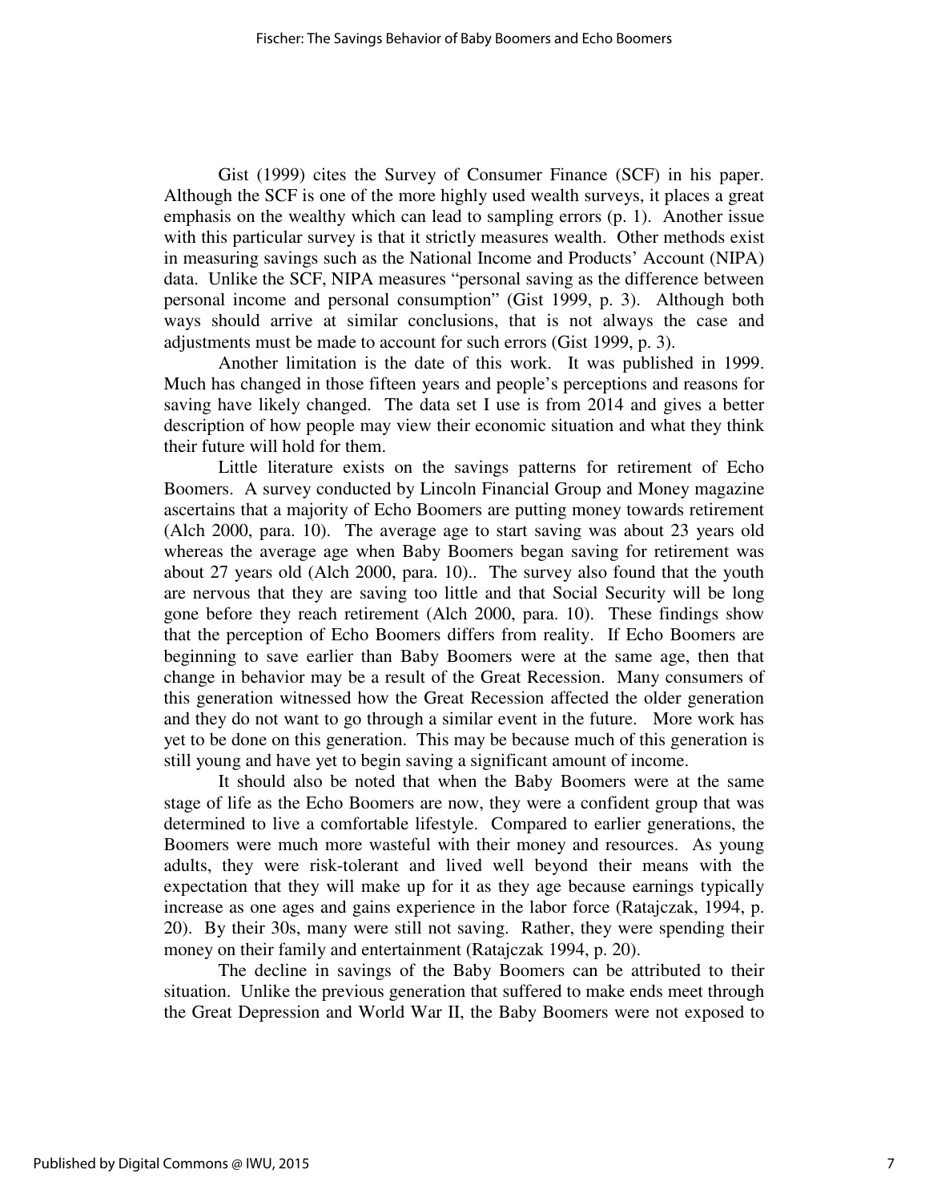Gist (1999) cites the Survey of Consumer Finance (SCF) in his paper. Although the SCF is one of the more highly used wealth surveys, it places a great emphasis on the wealthy which can lead to sampling errors (p. 1). Another issue with this particular survey is that it strictly measures wealth. Other methods exist in measuring savings such as the National Income and Products' Account (NIPA) data. Unlike the SCF, NIPA measures "personal saving as the difference between personal income and personal consumption" (Gist 1999, p. 3). Although both ways should arrive at similar conclusions, that is not always the case and adjustments must be made to account for such errors (Gist 1999, p. 3).

Another limitation is the date of this work. It was published in 1999. Much has changed in those fifteen years and people's perceptions and reasons for saving have likely changed. The data set I use is from 2014 and gives a better description of how people may view their economic situation and what they think their future will hold for them.

Little literature exists on the savings patterns for retirement of Echo Boomers. A survey conducted by Lincoln Financial Group and Money magazine ascertains that a majority of Echo Boomers are putting money towards retirement (Alch 2000, para. 10). The average age to start saving was about 23 years old whereas the average age when Baby Boomers began saving for retirement was about 27 years old (Alch 2000, para. 10).. The survey also found that the youth are nervous that they are saving too little and that Social Security will be long gone before they reach retirement (Alch 2000, para. 10). These findings show that the perception of Echo Boomers differs from reality. If Echo Boomers are beginning to save earlier than Baby Boomers were at the same age, then that change in behavior may be a result of the Great Recession. Many consumers of this generation witnessed how the Great Recession affected the older generation and they do not want to go through a similar event in the future. More work has yet to be done on this generation. This may be because much of this generation is still young and have yet to begin saving a significant amount of income.

It should also be noted that when the Baby Boomers were at the same stage of life as the Echo Boomers are now, they were a confident group that was determined to live a comfortable lifestyle. Compared to earlier generations, the Boomers were much more wasteful with their money and resources. As young adults, they were risk-tolerant and lived well beyond their means with the expectation that they will make up for it as they age because earnings typically increase as one ages and gains experience in the labor force (Ratajczak, 1994, p. 20). By their 30s, many were still not saving. Rather, they were spending their money on their family and entertainment (Ratajczak 1994, p. 20).

The decline in savings of the Baby Boomers can be attributed to their situation. Unlike the previous generation that suffered to make ends meet through the Great Depression and World War II, the Baby Boomers were not exposed to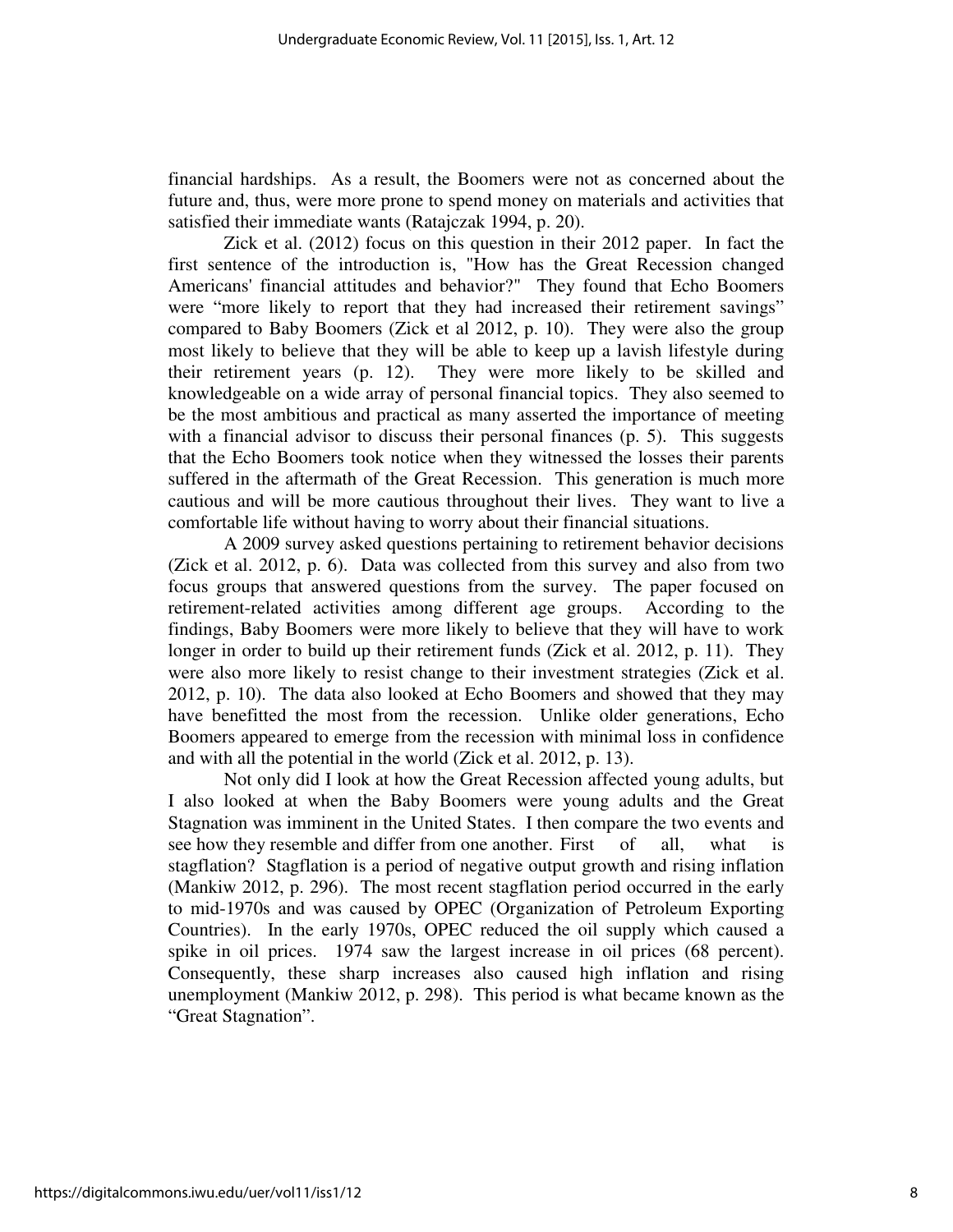financial hardships. As a result, the Boomers were not as concerned about the future and, thus, were more prone to spend money on materials and activities that satisfied their immediate wants (Ratajczak 1994, p. 20).

Zick et al. (2012) focus on this question in their 2012 paper. In fact the first sentence of the introduction is, "How has the Great Recession changed Americans' financial attitudes and behavior?" They found that Echo Boomers were "more likely to report that they had increased their retirement savings" compared to Baby Boomers (Zick et al 2012, p. 10). They were also the group most likely to believe that they will be able to keep up a lavish lifestyle during their retirement years (p. 12). They were more likely to be skilled and knowledgeable on a wide array of personal financial topics. They also seemed to be the most ambitious and practical as many asserted the importance of meeting with a financial advisor to discuss their personal finances (p. 5). This suggests that the Echo Boomers took notice when they witnessed the losses their parents suffered in the aftermath of the Great Recession. This generation is much more cautious and will be more cautious throughout their lives. They want to live a comfortable life without having to worry about their financial situations.

A 2009 survey asked questions pertaining to retirement behavior decisions (Zick et al. 2012, p. 6). Data was collected from this survey and also from two focus groups that answered questions from the survey. The paper focused on retirement-related activities among different age groups. According to the findings, Baby Boomers were more likely to believe that they will have to work longer in order to build up their retirement funds (Zick et al. 2012, p. 11). They were also more likely to resist change to their investment strategies (Zick et al. 2012, p. 10). The data also looked at Echo Boomers and showed that they may have benefitted the most from the recession. Unlike older generations, Echo Boomers appeared to emerge from the recession with minimal loss in confidence and with all the potential in the world (Zick et al. 2012, p. 13).

Not only did I look at how the Great Recession affected young adults, but I also looked at when the Baby Boomers were young adults and the Great Stagnation was imminent in the United States. I then compare the two events and see how they resemble and differ from one another. First of all, what is stagflation? Stagflation is a period of negative output growth and rising inflation (Mankiw 2012, p. 296). The most recent stagflation period occurred in the early to mid-1970s and was caused by OPEC (Organization of Petroleum Exporting Countries). In the early 1970s, OPEC reduced the oil supply which caused a spike in oil prices. 1974 saw the largest increase in oil prices (68 percent). Consequently, these sharp increases also caused high inflation and rising unemployment (Mankiw 2012, p. 298). This period is what became known as the "Great Stagnation".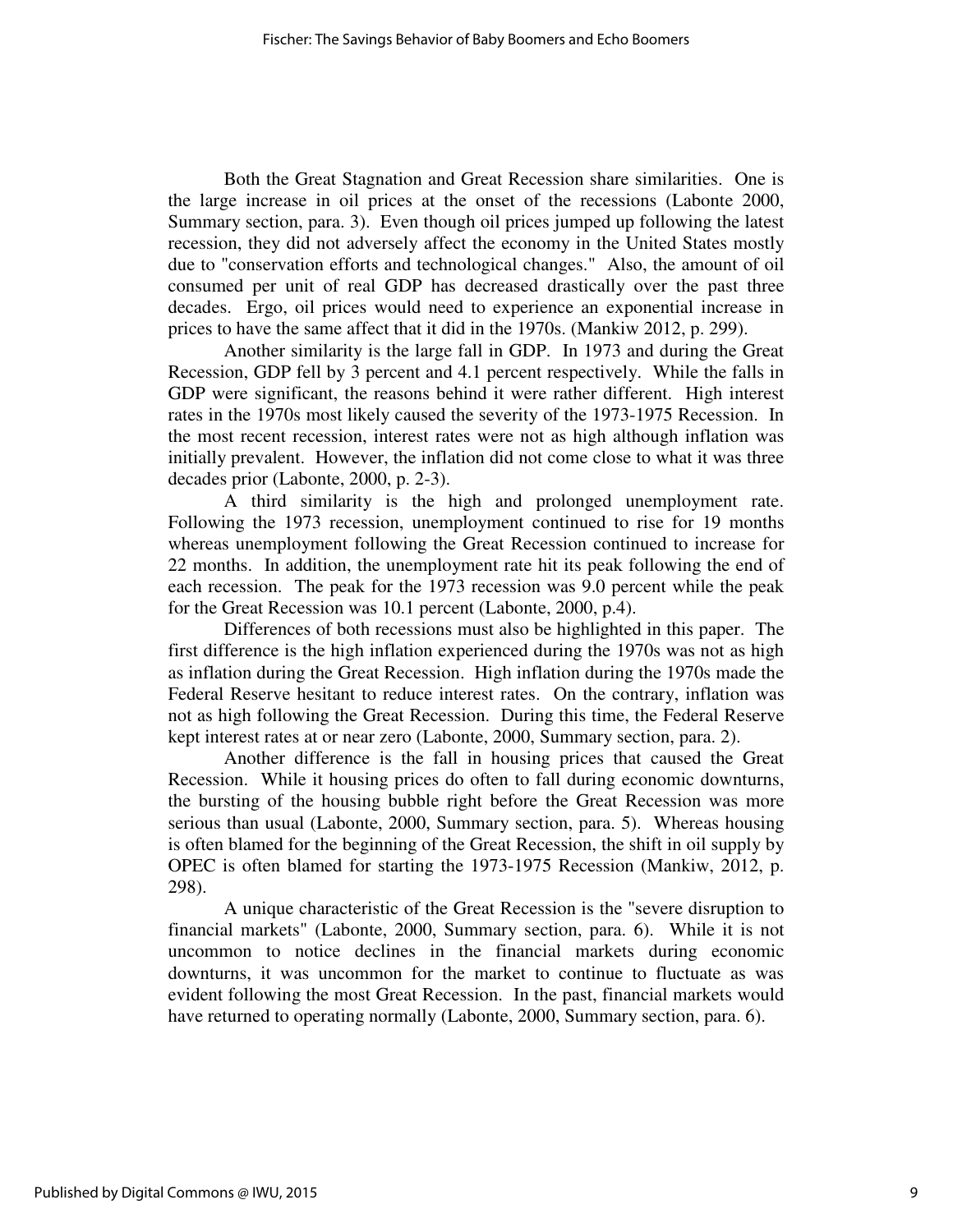Both the Great Stagnation and Great Recession share similarities. One is the large increase in oil prices at the onset of the recessions (Labonte 2000, Summary section, para. 3). Even though oil prices jumped up following the latest recession, they did not adversely affect the economy in the United States mostly due to "conservation efforts and technological changes." Also, the amount of oil consumed per unit of real GDP has decreased drastically over the past three decades. Ergo, oil prices would need to experience an exponential increase in prices to have the same affect that it did in the 1970s. (Mankiw 2012, p. 299).

Another similarity is the large fall in GDP. In 1973 and during the Great Recession, GDP fell by 3 percent and 4.1 percent respectively. While the falls in GDP were significant, the reasons behind it were rather different. High interest rates in the 1970s most likely caused the severity of the 1973-1975 Recession. In the most recent recession, interest rates were not as high although inflation was initially prevalent. However, the inflation did not come close to what it was three decades prior (Labonte, 2000, p. 2-3).

A third similarity is the high and prolonged unemployment rate. Following the 1973 recession, unemployment continued to rise for 19 months whereas unemployment following the Great Recession continued to increase for 22 months. In addition, the unemployment rate hit its peak following the end of each recession. The peak for the 1973 recession was 9.0 percent while the peak for the Great Recession was 10.1 percent (Labonte, 2000, p.4).

Differences of both recessions must also be highlighted in this paper. The first difference is the high inflation experienced during the 1970s was not as high as inflation during the Great Recession. High inflation during the 1970s made the Federal Reserve hesitant to reduce interest rates. On the contrary, inflation was not as high following the Great Recession. During this time, the Federal Reserve kept interest rates at or near zero (Labonte, 2000, Summary section, para. 2).

Another difference is the fall in housing prices that caused the Great Recession. While it housing prices do often to fall during economic downturns, the bursting of the housing bubble right before the Great Recession was more serious than usual (Labonte, 2000, Summary section, para. 5). Whereas housing is often blamed for the beginning of the Great Recession, the shift in oil supply by OPEC is often blamed for starting the 1973-1975 Recession (Mankiw, 2012, p. 298).

A unique characteristic of the Great Recession is the "severe disruption to financial markets" (Labonte, 2000, Summary section, para. 6). While it is not uncommon to notice declines in the financial markets during economic downturns, it was uncommon for the market to continue to fluctuate as was evident following the most Great Recession. In the past, financial markets would have returned to operating normally (Labonte, 2000, Summary section, para. 6).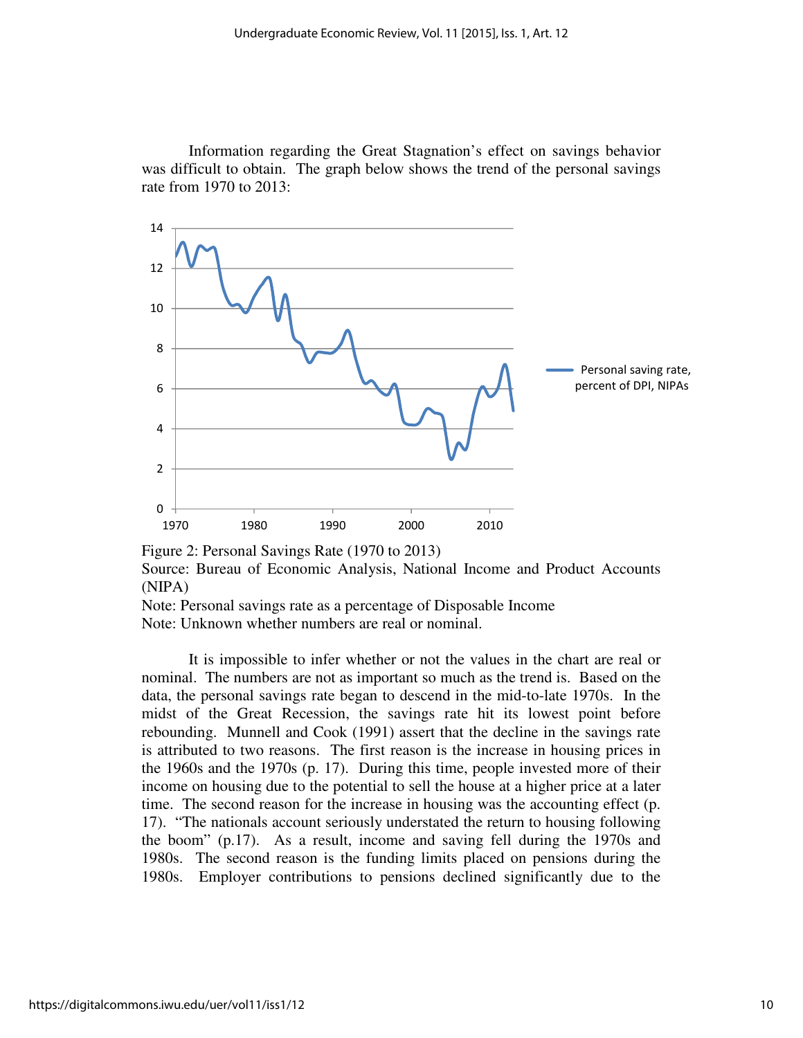Information regarding the Great Stagnation's effect on savings behavior was difficult to obtain. The graph below shows the trend of the personal savings rate from 1970 to 2013:

Figure 2: Personal Savings Rate (1970 to 2013)
Source: Bureau of Economic Analysis, National Income and Product Accounts (NIPA)
Note: Personal savings rate as a percentage of Disposable Income
Note: Unknown whether numbers are real or nominal.

It is impossible to infer whether or not the values in the chart are real or nominal. The numbers are not as important so much as the trend is. Based on the data, the personal savings rate began to descend in the mid-to-late 1970s. In the midst of the Great Recession, the savings rate hit its lowest point before rebounding. Munnell and Cook (1991) assert that the decline in the savings rate is attributed to two reasons. The first reason is the increase in housing prices in the 1960s and the 1970s (p. 17). During this time, people invested more of their income on housing due to the potential to sell the house at a higher price at a later time. The second reason for the increase in housing was the accounting effect (p. 17). "The nationals account seriously understated the return to housing following the boom" (p.17). As a result, income and saving fell during the 1970s and 1980s. The second reason is the funding limits placed on pensions during the 1980s. Employer contributions to pensions declined significantly due to the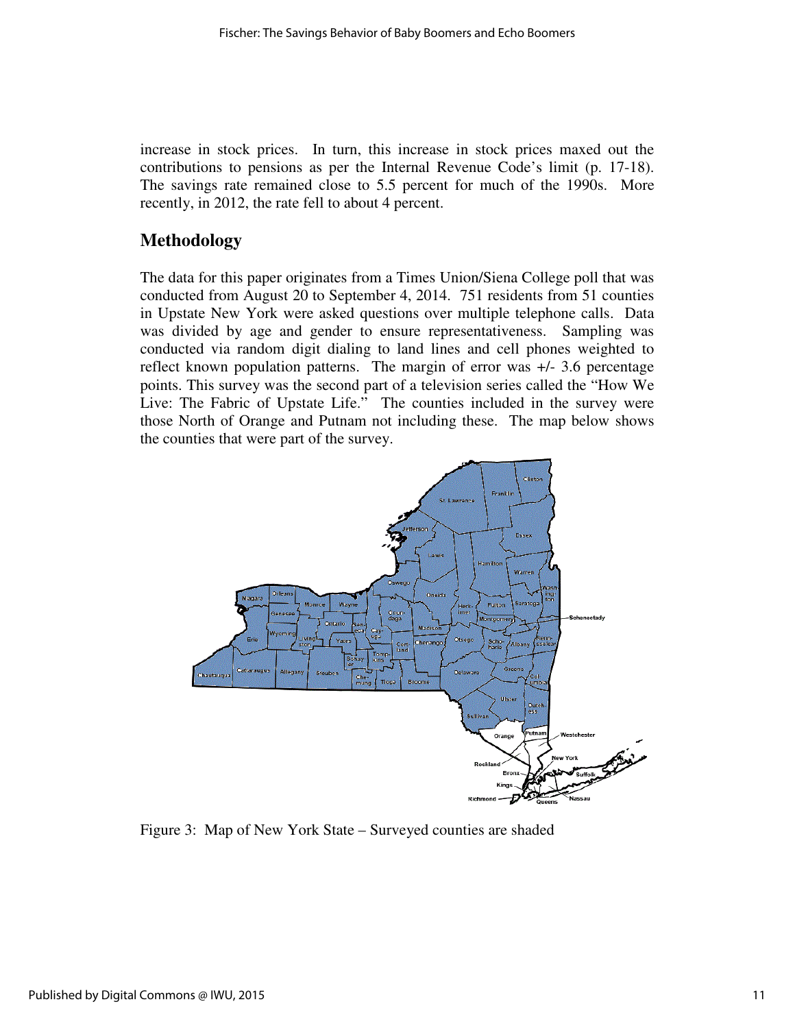increase in stock prices. In turn, this increase in stock prices maxed out the contributions to pensions as per the Internal Revenue Code's limit (p. 17-18). The savings rate remained close to 5.5 percent for much of the 1990s. More recently, in 2012, the rate fell to about 4 percent.

## Methodology

The data for this paper originates from a Times Union/Siena College poll that was conducted from August 20 to September 4, 2014. 751 residents from 51 counties in Upstate New York were asked questions over multiple telephone calls. Data was divided by age and gender to ensure representativeness. Sampling was conducted via random digit dialing to land lines and cell phones weighted to reflect known population patterns. The margin of error was +/- 3.6 percentage points. This survey was the second part of a television series called the "How We Live: The Fabric of Upstate Life." The counties included in the survey were those North of Orange and Putnam not including these. The map below shows the counties that were part of the survey.

Figure 3: Map of New York State – Surveyed counties are shaded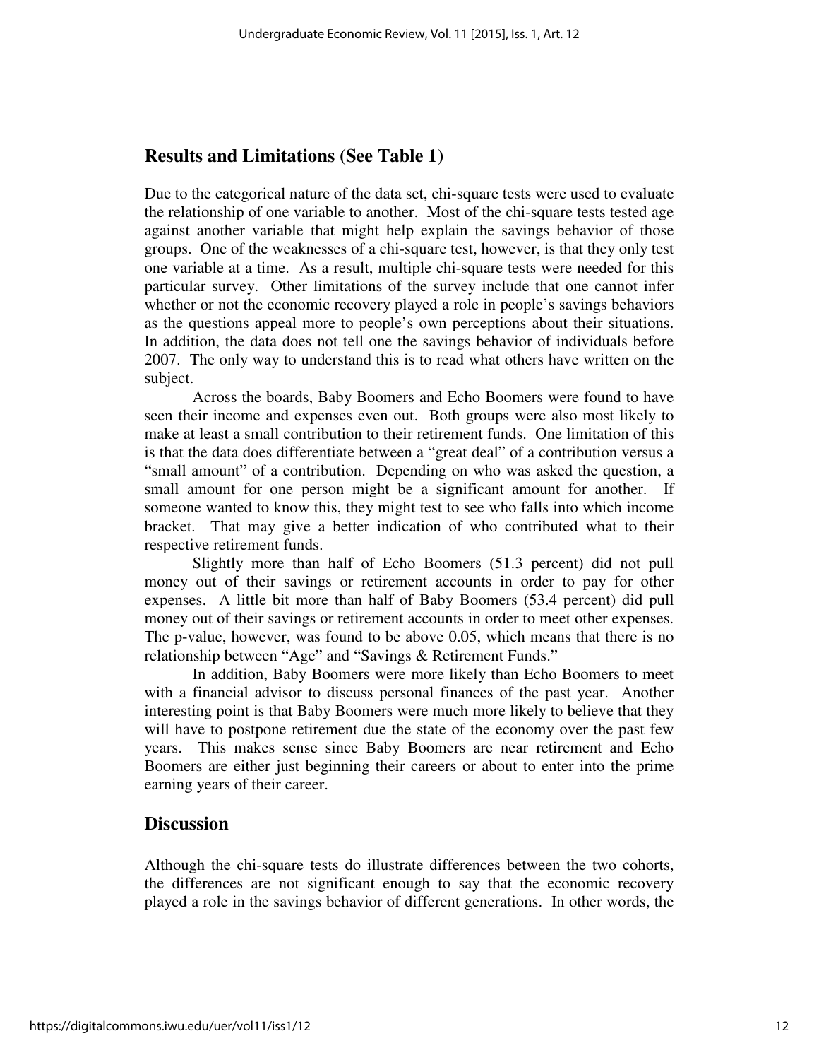## Results and Limitations (See Table 1)

Due to the categorical nature of the data set, chi-square tests were used to evaluate the relationship of one variable to another. Most of the chi-square tests tested age against another variable that might help explain the savings behavior of those groups. One of the weaknesses of a chi-square test, however, is that they only test one variable at a time. As a result, multiple chi-square tests were needed for this particular survey. Other limitations of the survey include that one cannot infer whether or not the economic recovery played a role in people's savings behaviors as the questions appeal more to people's own perceptions about their situations. In addition, the data does not tell one the savings behavior of individuals before 2007. The only way to understand this is to read what others have written on the subject.

Across the boards, Baby Boomers and Echo Boomers were found to have seen their income and expenses even out. Both groups were also most likely to make at least a small contribution to their retirement funds. One limitation of this is that the data does differentiate between a "great deal" of a contribution versus a "small amount" of a contribution. Depending on who was asked the question, a small amount for one person might be a significant amount for another. If someone wanted to know this, they might test to see who falls into which income bracket. That may give a better indication of who contributed what to their respective retirement funds.

Slightly more than half of Echo Boomers (51.3 percent) did not pull money out of their savings or retirement accounts in order to pay for other expenses. A little bit more than half of Baby Boomers (53.4 percent) did pull money out of their savings or retirement accounts in order to meet other expenses. The p-value, however, was found to be above 0.05, which means that there is no relationship between "Age" and "Savings & Retirement Funds."

In addition, Baby Boomers were more likely than Echo Boomers to meet with a financial advisor to discuss personal finances of the past year. Another interesting point is that Baby Boomers were much more likely to believe that they will have to postpone retirement due the state of the economy over the past few years. This makes sense since Baby Boomers are near retirement and Echo Boomers are either just beginning their careers or about to enter into the prime earning years of their career.

## Discussion

Although the chi-square tests do illustrate differences between the two cohorts, the differences are not significant enough to say that the economic recovery played a role in the savings behavior of different generations. In other words, the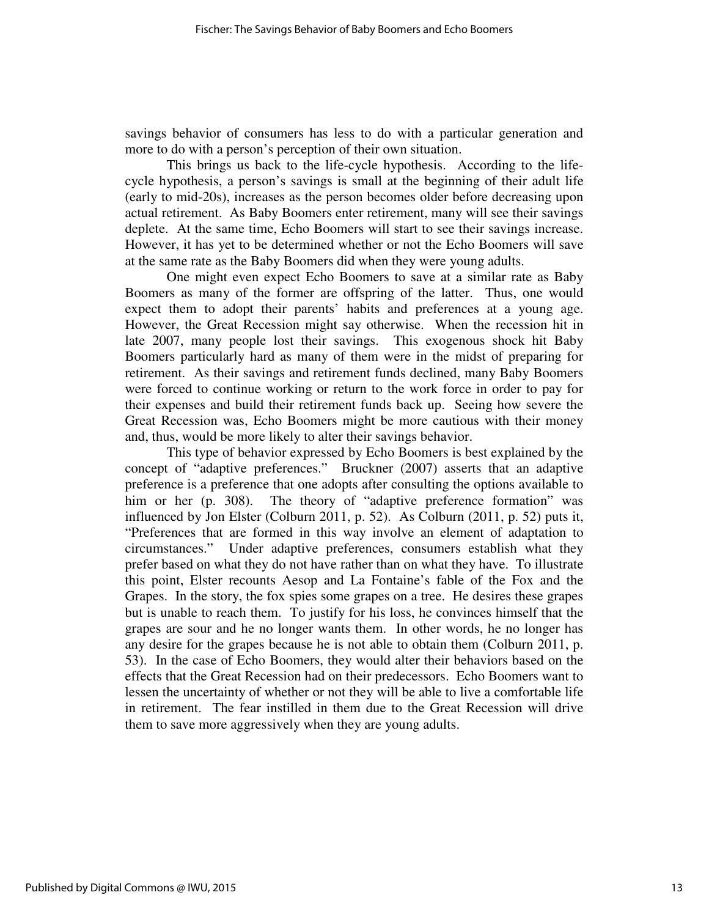savings behavior of consumers has less to do with a particular generation and more to do with a person's perception of their own situation.

This brings us back to the life-cycle hypothesis. According to the life-cycle hypothesis, a person's savings is small at the beginning of their adult life (early to mid-20s), increases as the person becomes older before decreasing upon actual retirement. As Baby Boomers enter retirement, many will see their savings deplete. At the same time, Echo Boomers will start to see their savings increase. However, it has yet to be determined whether or not the Echo Boomers will save at the same rate as the Baby Boomers did when they were young adults.

One might even expect Echo Boomers to save at a similar rate as Baby Boomers as many of the former are offspring of the latter. Thus, one would expect them to adopt their parents' habits and preferences at a young age. However, the Great Recession might say otherwise. When the recession hit in late 2007, many people lost their savings. This exogenous shock hit Baby Boomers particularly hard as many of them were in the midst of preparing for retirement. As their savings and retirement funds declined, many Baby Boomers were forced to continue working or return to the work force in order to pay for their expenses and build their retirement funds back up. Seeing how severe the Great Recession was, Echo Boomers might be more cautious with their money and, thus, would be more likely to alter their savings behavior.

This type of behavior expressed by Echo Boomers is best explained by the concept of "adaptive preferences." Bruckner (2007) asserts that an adaptive preference is a preference that one adopts after consulting the options available to him or her (p. 308). The theory of "adaptive preference formation" was influenced by Jon Elster (Colburn 2011, p. 52). As Colburn (2011, p. 52) puts it, "Preferences that are formed in this way involve an element of adaptation to circumstances." Under adaptive preferences, consumers establish what they prefer based on what they do not have rather than on what they have. To illustrate this point, Elster recounts Aesop and La Fontaine's fable of the Fox and the Grapes. In the story, the fox spies some grapes on a tree. He desires these grapes but is unable to reach them. To justify for his loss, he convinces himself that the grapes are sour and he no longer wants them. In other words, he no longer has any desire for the grapes because he is not able to obtain them (Colburn 2011, p. 53). In the case of Echo Boomers, they would alter their behaviors based on the effects that the Great Recession had on their predecessors. Echo Boomers want to lessen the uncertainty of whether or not they will be able to live a comfortable life in retirement. The fear instilled in them due to the Great Recession will drive them to save more aggressively when they are young adults.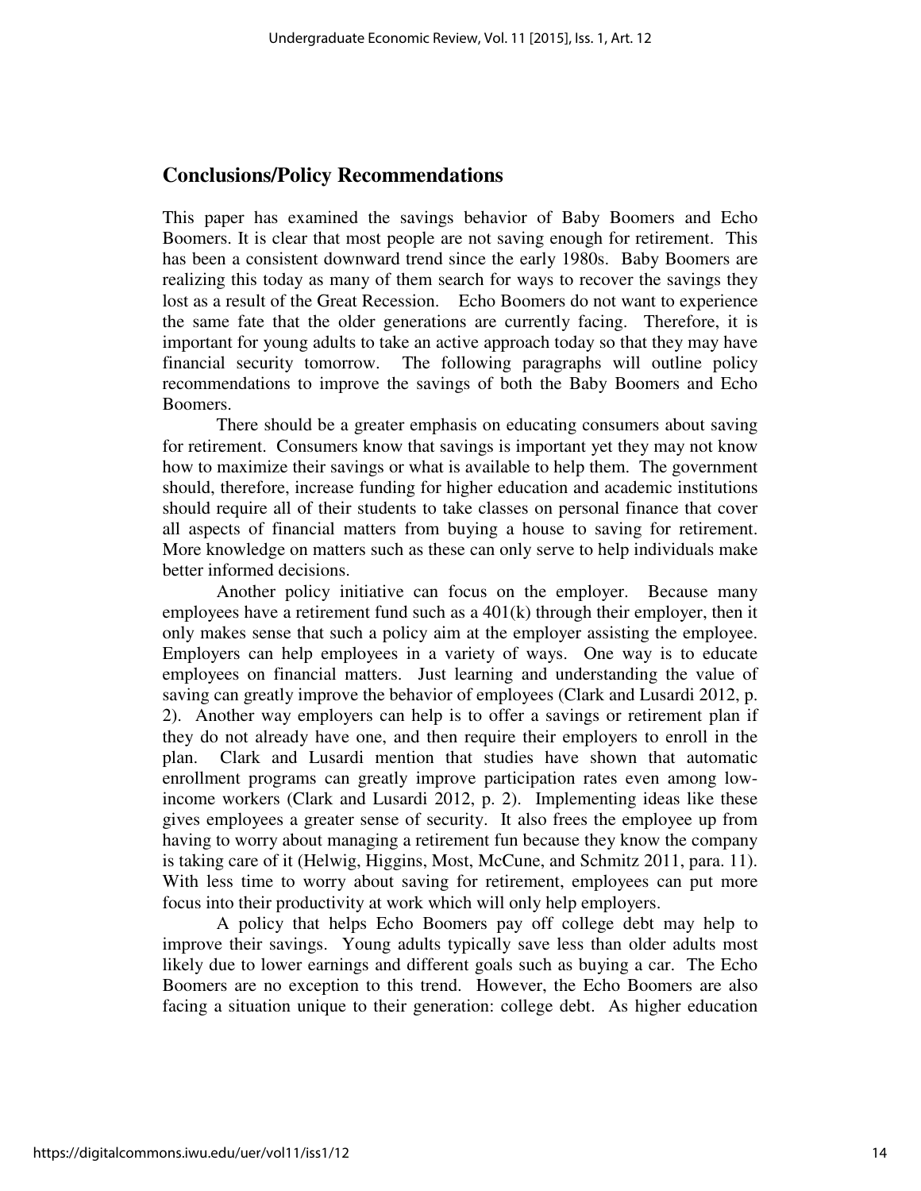## Conclusions/Policy Recommendations

This paper has examined the savings behavior of Baby Boomers and Echo Boomers. It is clear that most people are not saving enough for retirement. This has been a consistent downward trend since the early 1980s. Baby Boomers are realizing this today as many of them search for ways to recover the savings they lost as a result of the Great Recession. Echo Boomers do not want to experience the same fate that the older generations are currently facing. Therefore, it is important for young adults to take an active approach today so that they may have financial security tomorrow. The following paragraphs will outline policy recommendations to improve the savings of both the Baby Boomers and Echo Boomers.

There should be a greater emphasis on educating consumers about saving for retirement. Consumers know that savings is important yet they may not know how to maximize their savings or what is available to help them. The government should, therefore, increase funding for higher education and academic institutions should require all of their students to take classes on personal finance that cover all aspects of financial matters from buying a house to saving for retirement. More knowledge on matters such as these can only serve to help individuals make better informed decisions.

Another policy initiative can focus on the employer. Because many employees have a retirement fund such as a 401(k) through their employer, then it only makes sense that such a policy aim at the employer assisting the employee. Employers can help employees in a variety of ways. One way is to educate employees on financial matters. Just learning and understanding the value of saving can greatly improve the behavior of employees (Clark and Lusardi 2012, p. 2). Another way employers can help is to offer a savings or retirement plan if they do not already have one, and then require their employers to enroll in the plan. Clark and Lusardi mention that studies have shown that automatic enrollment programs can greatly improve participation rates even among low-income workers (Clark and Lusardi 2012, p. 2). Implementing ideas like these gives employees a greater sense of security. It also frees the employee up from having to worry about managing a retirement fun because they know the company is taking care of it (Helwig, Higgins, Most, McCune, and Schmitz 2011, para. 11). With less time to worry about saving for retirement, employees can put more focus into their productivity at work which will only help employers.

A policy that helps Echo Boomers pay off college debt may help to improve their savings. Young adults typically save less than older adults most likely due to lower earnings and different goals such as buying a car. The Echo Boomers are no exception to this trend. However, the Echo Boomers are also facing a situation unique to their generation: college debt. As higher education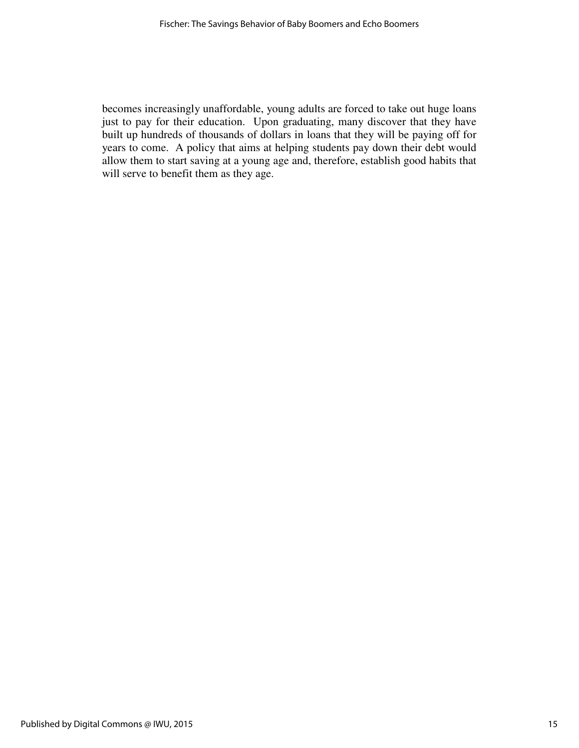becomes increasingly unaffordable, young adults are forced to take out huge loans just to pay for their education. Upon graduating, many discover that they have built up hundreds of thousands of dollars in loans that they will be paying off for years to come. A policy that aims at helping students pay down their debt would allow them to start saving at a young age and, therefore, establish good habits that will serve to benefit them as they age.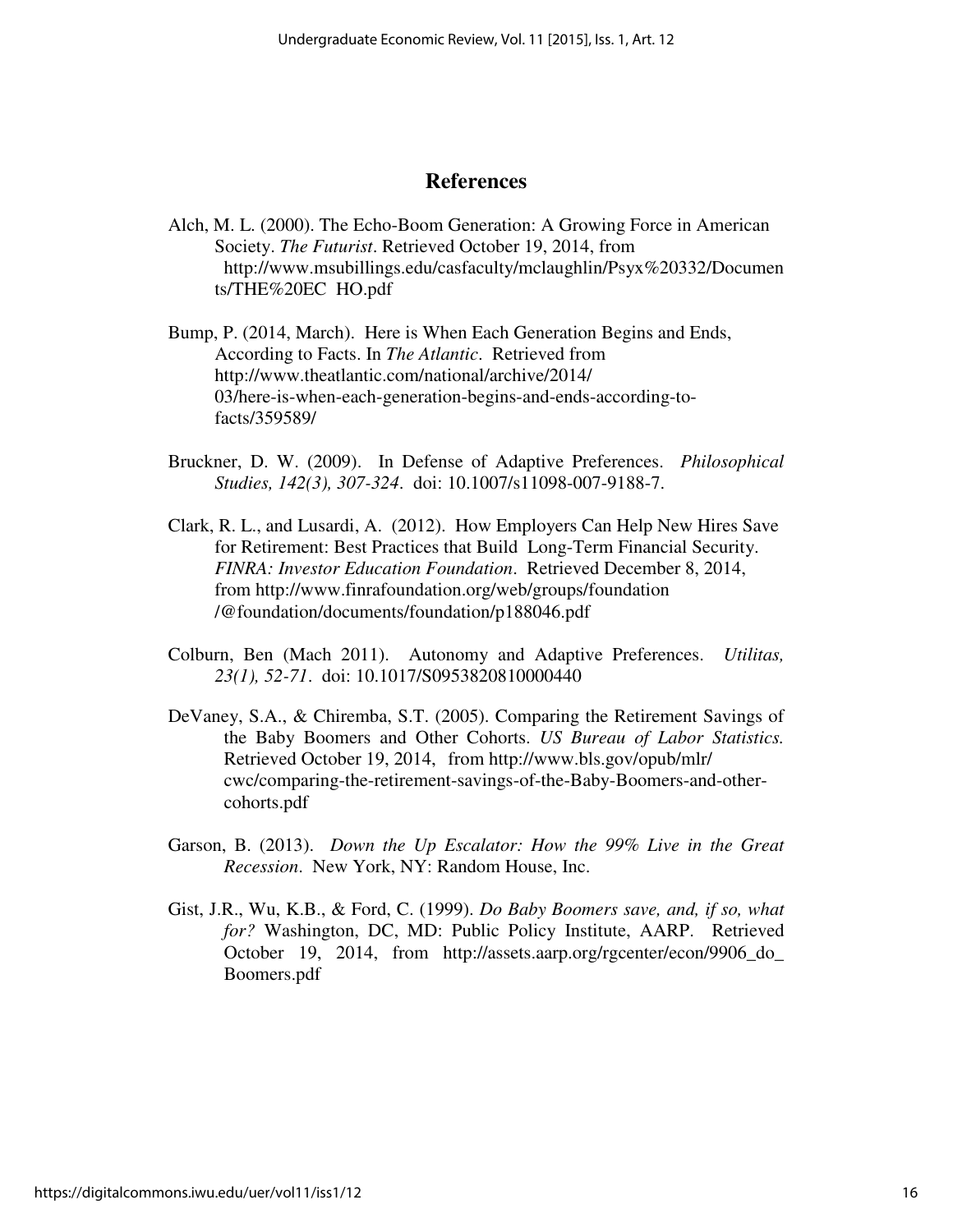# References

Alch, M. L. (2000). The Echo-Boom Generation: A Growing Force in American Society. *The Futurist*. Retrieved October 19, 2014, from http://www.msubillings.edu/casfaculty/mclaughlin/Psyx%20332/Documents/THE%20EC HO.pdf

Bump, P. (2014, March). Here is When Each Generation Begins and Ends, According to Facts. In *The Atlantic*. Retrieved from http://www.theatlantic.com/national/archive/2014/03/here-is-when-each-generation-begins-and-ends-according-to-facts/359589/

Bruckner, D. W. (2009). In Defense of Adaptive Preferences. *Philosophical Studies, 142(3), 307-324*. doi: 10.1007/s11098-007-9188-7.

Clark, R. L., and Lusardi, A. (2012). How Employers Can Help New Hires Save for Retirement: Best Practices that Build Long-Term Financial Security. *FINRA: Investor Education Foundation*. Retrieved December 8, 2014, from http://www.finrafoundation.org/web/groups/foundation/@foundation/documents/foundation/p188046.pdf

Colburn, Ben (Mach 2011). Autonomy and Adaptive Preferences. *Utilitas, 23(1), 52-71*. doi: 10.1017/S0953820810000440

DeVaney, S.A., & Chiremba, S.T. (2005). Comparing the Retirement Savings of the Baby Boomers and Other Cohorts. *US Bureau of Labor Statistics.* Retrieved October 19, 2014, from http://www.bls.gov/opub/mlr/cwc/comparing-the-retirement-savings-of-the-Baby-Boomers-and-other-cohorts.pdf

Garson, B. (2013). *Down the Up Escalator: How the 99% Live in the Great Recession*. New York, NY: Random House, Inc.

Gist, J.R., Wu, K.B., & Ford, C. (1999). *Do Baby Boomers save, and, if so, what for?* Washington, DC, MD: Public Policy Institute, AARP. Retrieved October 19, 2014, from http://assets.aarp.org/rgcenter/econ/9906_do_Boomers.pdf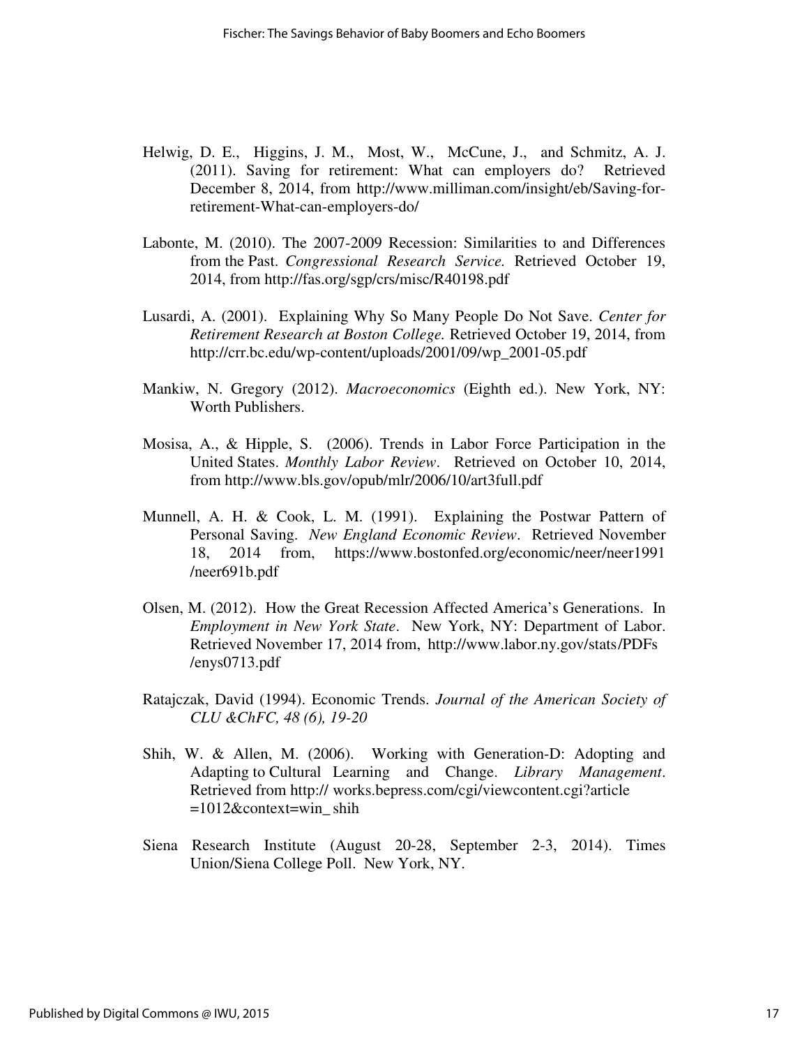Helwig, D. E., Higgins, J. M., Most, W., McCune, J., and Schmitz, A. J. (2011). Saving for retirement: What can employers do? Retrieved December 8, 2014, from http://www.milliman.com/insight/eb/Saving-for-retirement-What-can-employers-do/

Labonte, M. (2010). The 2007-2009 Recession: Similarities to and Differences from the Past. *Congressional Research Service.* Retrieved October 19, 2014, from http://fas.org/sgp/crs/misc/R40198.pdf

Lusardi, A. (2001). Explaining Why So Many People Do Not Save. *Center for Retirement Research at Boston College.* Retrieved October 19, 2014, from http://crr.bc.edu/wp-content/uploads/2001/09/wp_2001-05.pdf

Mankiw, N. Gregory (2012). *Macroeconomics* (Eighth ed.). New York, NY: Worth Publishers.

Mosisa, A., & Hipple, S. (2006). Trends in Labor Force Participation in the United States. *Monthly Labor Review*. Retrieved on October 10, 2014, from http://www.bls.gov/opub/mlr/2006/10/art3full.pdf

Munnell, A. H. & Cook, L. M. (1991). Explaining the Postwar Pattern of Personal Saving. *New England Economic Review*. Retrieved November 18, 2014 from, https://www.bostonfed.org/economic/neer/neer1991/neer691b.pdf

Olsen, M. (2012). How the Great Recession Affected America's Generations. In *Employment in New York State*. New York, NY: Department of Labor. Retrieved November 17, 2014 from, http://www.labor.ny.gov/stats/PDFs/enys0713.pdf

Ratajczak, David (1994). Economic Trends. *Journal of the American Society of CLU &ChFC, 48 (6), 19-20*

Shih, W. & Allen, M. (2006). Working with Generation-D: Adopting and Adapting to Cultural Learning and Change. *Library Management*. Retrieved from http:// works.bepress.com/cgi/viewcontent.cgi?article=1012&context=win_ shih

Siena Research Institute (August 20-28, September 2-3, 2014). Times Union/Siena College Poll. New York, NY.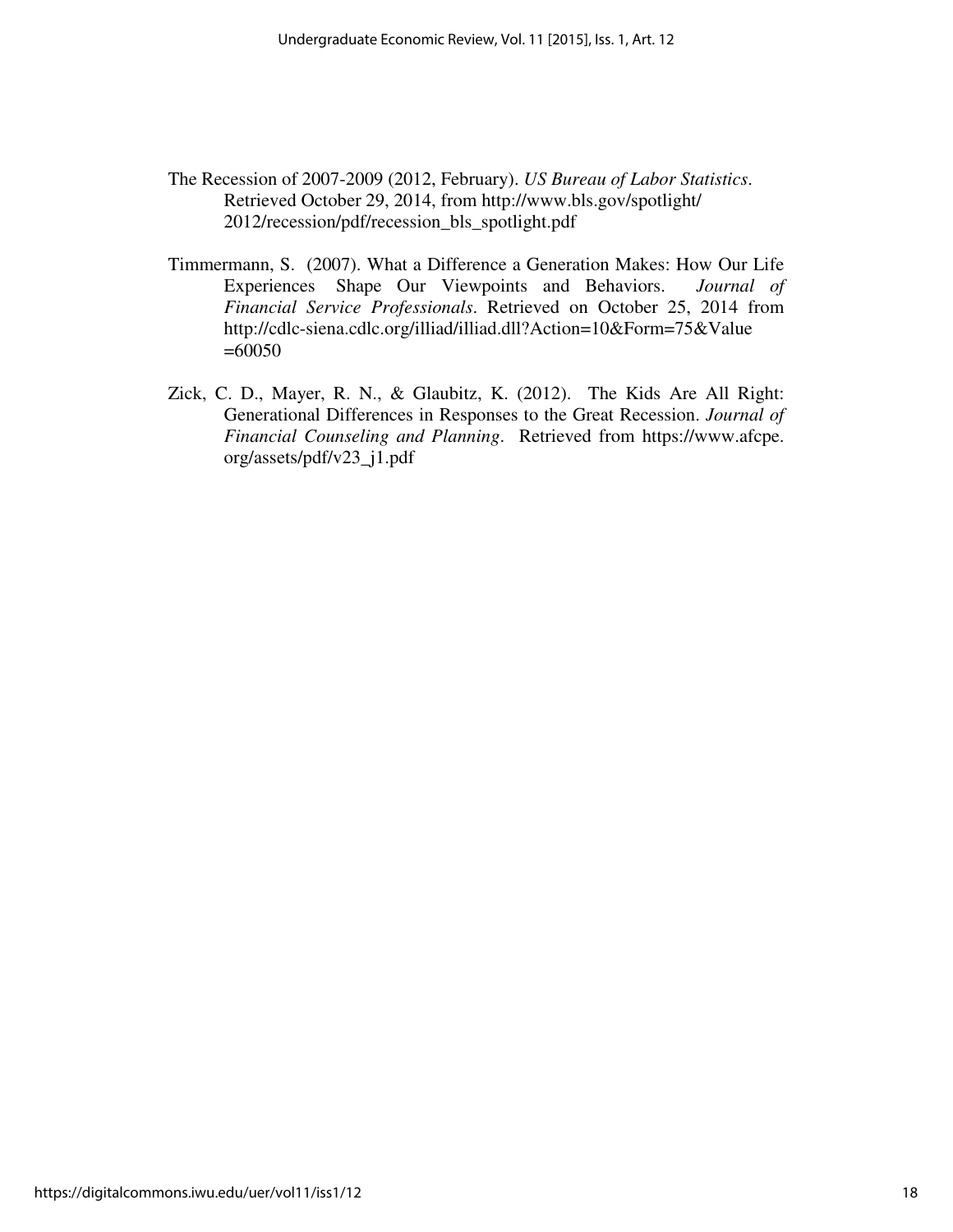The Recession of 2007-2009 (2012, February). *US Bureau of Labor Statistics*. Retrieved October 29, 2014, from http://www.bls.gov/spotlight/2012/recession/pdf/recession_bls_spotlight.pdf

Timmermann, S. (2007). What a Difference a Generation Makes: How Our Life Experiences Shape Our Viewpoints and Behaviors. *Journal of Financial Service Professionals*. Retrieved on October 25, 2014 from http://cdlc-siena.cdlc.org/illiad/illiad.dll?Action=10&Form=75&Value=60050

Zick, C. D., Mayer, R. N., & Glaubitz, K. (2012). The Kids Are All Right: Generational Differences in Responses to the Great Recession. *Journal of Financial Counseling and Planning*. Retrieved from https://www.afcpe.org/assets/pdf/v23_j1.pdf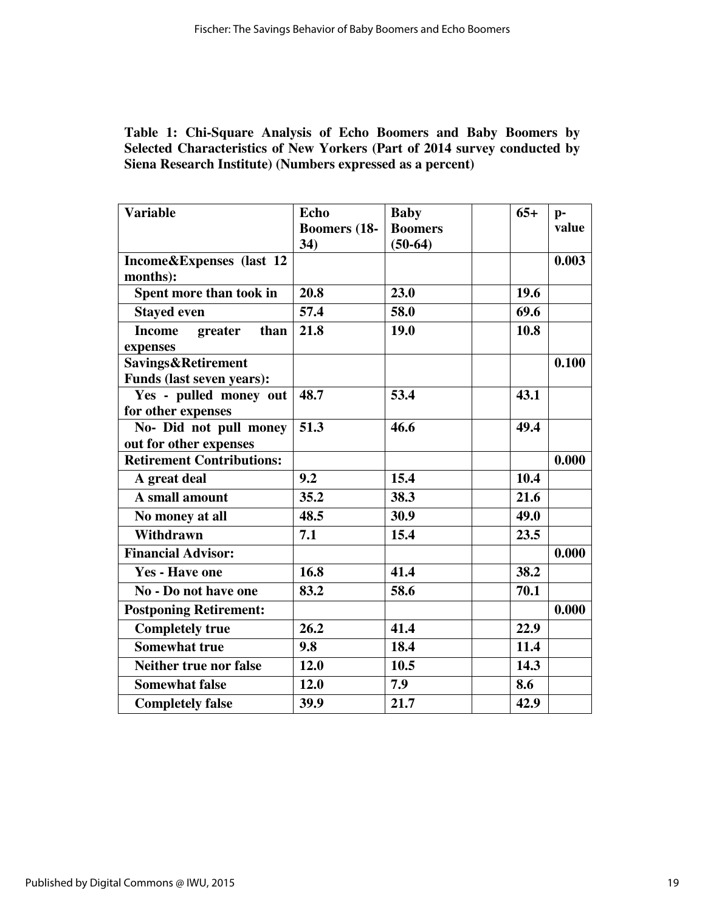**Table 1: Chi-Square Analysis of Echo Boomers and Baby Boomers by Selected Characteristics of New Yorkers (Part of 2014 survey conducted by Siena Research Institute) (Numbers expressed as a percent)**

| Variable | Echo Boomers (18-34) | Baby Boomers (50-64) | | 65+ | p-value |
|---|---|---|---|---|---|
| **Income&Expenses (last 12 months):** | | | | | **0.003** |
| **Spent more than took in** | **20.8** | **23.0** | | **19.6** | |
| **Stayed even** | **57.4** | **58.0** | | **69.6** | |
| **Income greater than expenses** | **21.8** | **19.0** | | **10.8** | |
| **Savings&Retirement Funds (last seven years):** | | | | | **0.100** |
| **Yes - pulled money out for other expenses** | **48.7** | **53.4** | | **43.1** | |
| **No- Did not pull money out for other expenses** | **51.3** | **46.6** | | **49.4** | |
| **Retirement Contributions:** | | | | | **0.000** |
| **A great deal** | **9.2** | **15.4** | | **10.4** | |
| **A small amount** | **35.2** | **38.3** | | **21.6** | |
| **No money at all** | **48.5** | **30.9** | | **49.0** | |
| **Withdrawn** | **7.1** | **15.4** | | **23.5** | |
| **Financial Advisor:** | | | | | **0.000** |
| **Yes - Have one** | **16.8** | **41.4** | | **38.2** | |
| **No - Do not have one** | **83.2** | **58.6** | | **70.1** | |
| **Postponing Retirement:** | | | | | **0.000** |
| **Completely true** | **26.2** | **41.4** | | **22.9** | |
| **Somewhat true** | **9.8** | **18.4** | | **11.4** | |
| **Neither true nor false** | **12.0** | **10.5** | | **14.3** | |
| **Somewhat false** | **12.0** | **7.9** | | **8.6** | |
| **Completely false** | **39.9** | **21.7** | | **42.9** | |